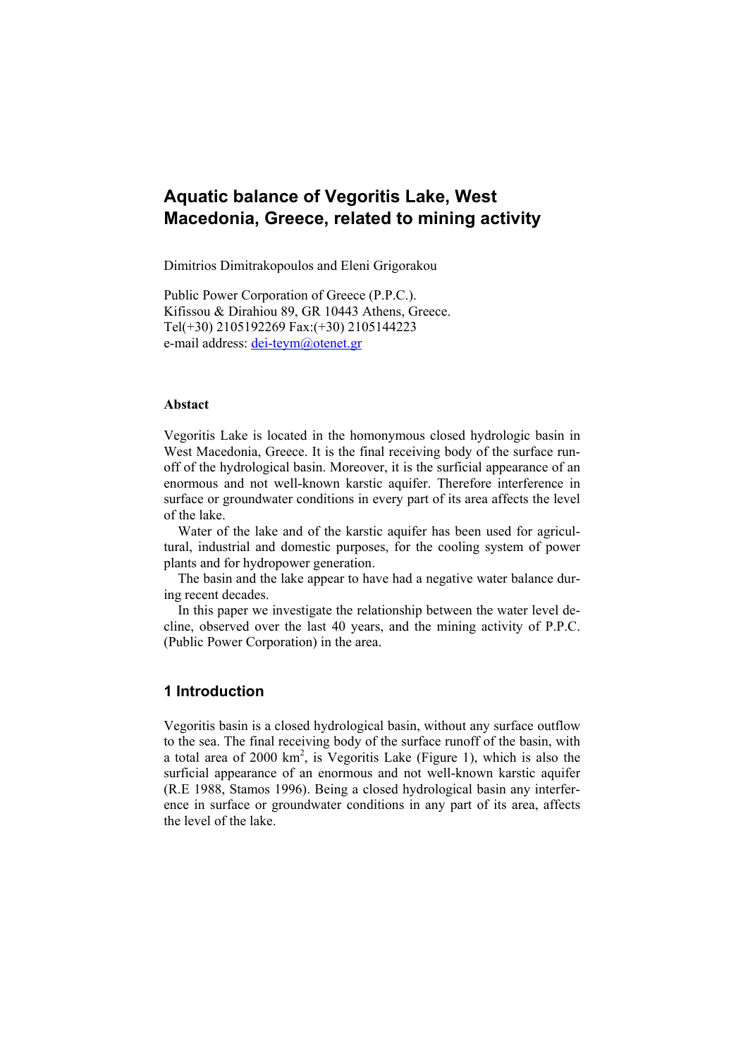# Aquatic balance of Vegoritis Lake, West Macedonia, Greece, related to mining activity

Dimitrios Dimitrakopoulos and Eleni Grigorakou

Public Power Corporation of Greece (P.P.C.).
Kifissou & Dirahiou 89, GR 10443 Athens, Greece.
Tel(+30) 2105192269 Fax:(+30) 2105144223
e-mail address: dei-teym@otenet.gr

**Abstact**

Vegoritis Lake is located in the homonymous closed hydrologic basin in West Macedonia, Greece. It is the final receiving body of the surface runoff of the hydrological basin. Moreover, it is the surficial appearance of an enormous and not well-known karstic aquifer. Therefore interference in surface or groundwater conditions in every part of its area affects the level of the lake.

Water of the lake and of the karstic aquifer has been used for agricultural, industrial and domestic purposes, for the cooling system of power plants and for hydropower generation.

The basin and the lake appear to have had a negative water balance during recent decades.

In this paper we investigate the relationship between the water level decline, observed over the last 40 years, and the mining activity of P.P.C. (Public Power Corporation) in the area.

## 1 Introduction

Vegoritis basin is a closed hydrological basin, without any surface outflow to the sea. The final receiving body of the surface runoff of the basin, with a total area of 2000 km$^2$, is Vegoritis Lake (Figure 1), which is also the surficial appearance of an enormous and not well-known karstic aquifer (R.E 1988, Stamos 1996). Being a closed hydrological basin any interference in surface or groundwater conditions in any part of its area, affects the level of the lake.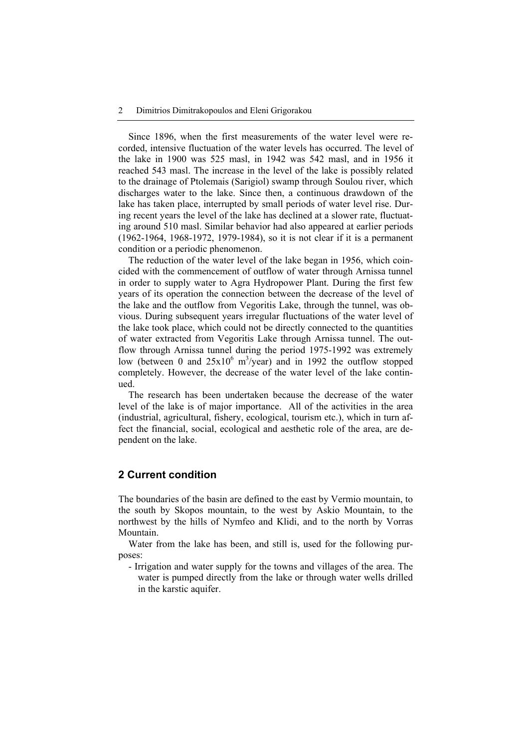Since 1896, when the first measurements of the water level were recorded, intensive fluctuation of the water levels has occurred. The level of the lake in 1900 was 525 masl, in 1942 was 542 masl, and in 1956 it reached 543 masl. The increase in the level of the lake is possibly related to the drainage of Ptolemais (Sarigiol) swamp through Soulou river, which discharges water to the lake. Since then, a continuous drawdown of the lake has taken place, interrupted by small periods of water level rise. During recent years the level of the lake has declined at a slower rate, fluctuating around 510 masl. Similar behavior had also appeared at earlier periods (1962-1964, 1968-1972, 1979-1984), so it is not clear if it is a permanent condition or a periodic phenomenon.

The reduction of the water level of the lake began in 1956, which coincided with the commencement of outflow of water through Arnissa tunnel in order to supply water to Agra Hydropower Plant. During the first few years of its operation the connection between the decrease of the level of the lake and the outflow from Vegoritis Lake, through the tunnel, was obvious. During subsequent years irregular fluctuations of the water level of the lake took place, which could not be directly connected to the quantities of water extracted from Vegoritis Lake through Arnissa tunnel. The outflow through Arnissa tunnel during the period 1975-1992 was extremely low (between 0 and $25x10^6$ $m^3$/year) and in 1992 the outflow stopped completely. However, the decrease of the water level of the lake continued.

The research has been undertaken because the decrease of the water level of the lake is of major importance. All of the activities in the area (industrial, agricultural, fishery, ecological, tourism etc.), which in turn affect the financial, social, ecological and aesthetic role of the area, are dependent on the lake.

## 2 Current condition

The boundaries of the basin are defined to the east by Vermio mountain, to the south by Skopos mountain, to the west by Askio Mountain, to the northwest by the hills of Nymfeo and Klidi, and to the north by Vorras Mountain.

Water from the lake has been, and still is, used for the following purposes:

- Irrigation and water supply for the towns and villages of the area. The water is pumped directly from the lake or through water wells drilled in the karstic aquifer.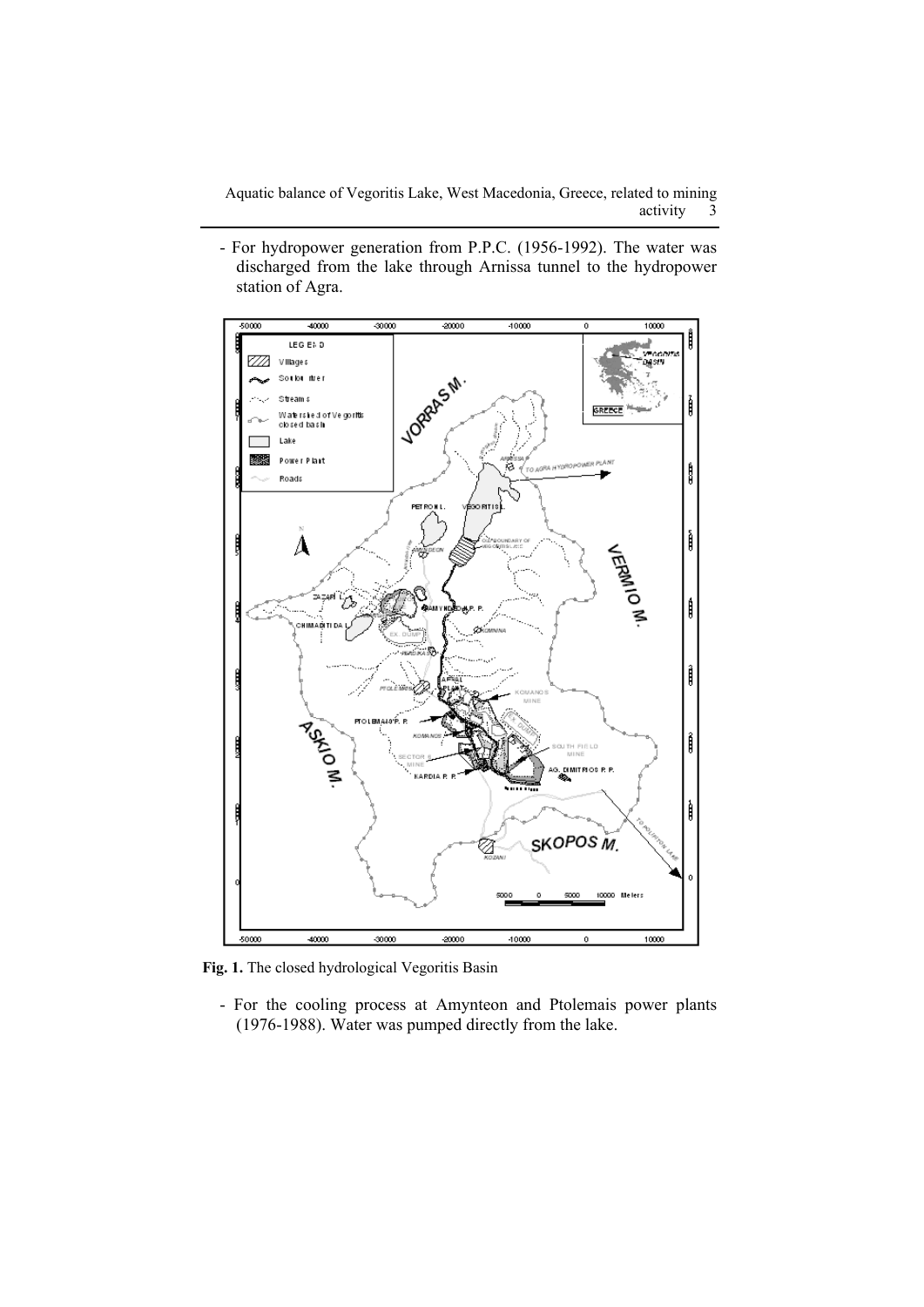- For hydropower generation from P.P.C. (1956-1992). The water was discharged from the lake through Arnissa tunnel to the hydropower station of Agra.

**Fig. 1.** The closed hydrological Vegoritis Basin

- For the cooling process at Amynteon and Ptolemais power plants (1976-1988). Water was pumped directly from the lake.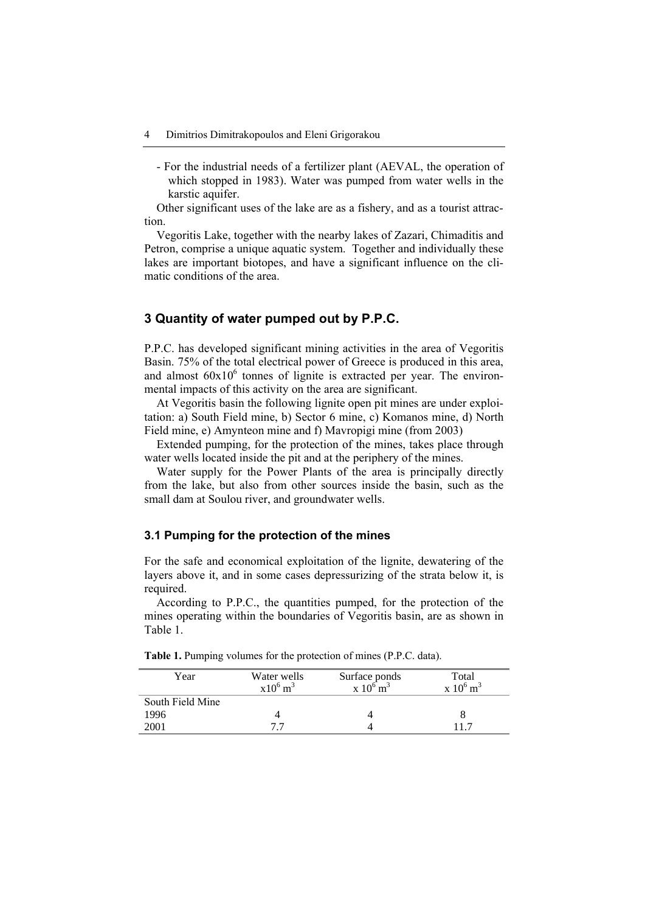- For the industrial needs of a fertilizer plant (AEVAL, the operation of which stopped in 1983). Water was pumped from water wells in the karstic aquifer.

Other significant uses of the lake are as a fishery, and as a tourist attraction.

Vegoritis Lake, together with the nearby lakes of Zazari, Chimaditis and Petron, comprise a unique aquatic system. Together and individually these lakes are important biotopes, and have a significant influence on the climatic conditions of the area.

## 3 Quantity of water pumped out by P.P.C.

P.P.C. has developed significant mining activities in the area of Vegoritis Basin. 75% of the total electrical power of Greece is produced in this area, and almost $60x10^6$ tonnes of lignite is extracted per year. The environmental impacts of this activity on the area are significant.

At Vegoritis basin the following lignite open pit mines are under exploitation: a) South Field mine, b) Sector 6 mine, c) Komanos mine, d) North Field mine, e) Amynteon mine and f) Mavropigi mine (from 2003)

Extended pumping, for the protection of the mines, takes place through water wells located inside the pit and at the periphery of the mines.

Water supply for the Power Plants of the area is principally directly from the lake, but also from other sources inside the basin, such as the small dam at Soulou river, and groundwater wells.

### 3.1 Pumping for the protection of the mines

For the safe and economical exploitation of the lignite, dewatering of the layers above it, and in some cases depressurizing of the strata below it, is required.

According to P.P.C., the quantities pumped, for the protection of the mines operating within the boundaries of Vegoritis basin, are as shown in Table 1.

**Table 1.** Pumping volumes for the protection of mines (P.P.C. data).

| Year | Water wells $x10^6$ $m^3$ | Surface ponds x $10^6$ $m^3$ | Total x $10^6$ $m^3$ |
|---|---|---|---|
| South Field Mine | | | |
| 1996 | 4 | 4 | 8 |
| 2001 | 7.7 | 4 | 11.7 |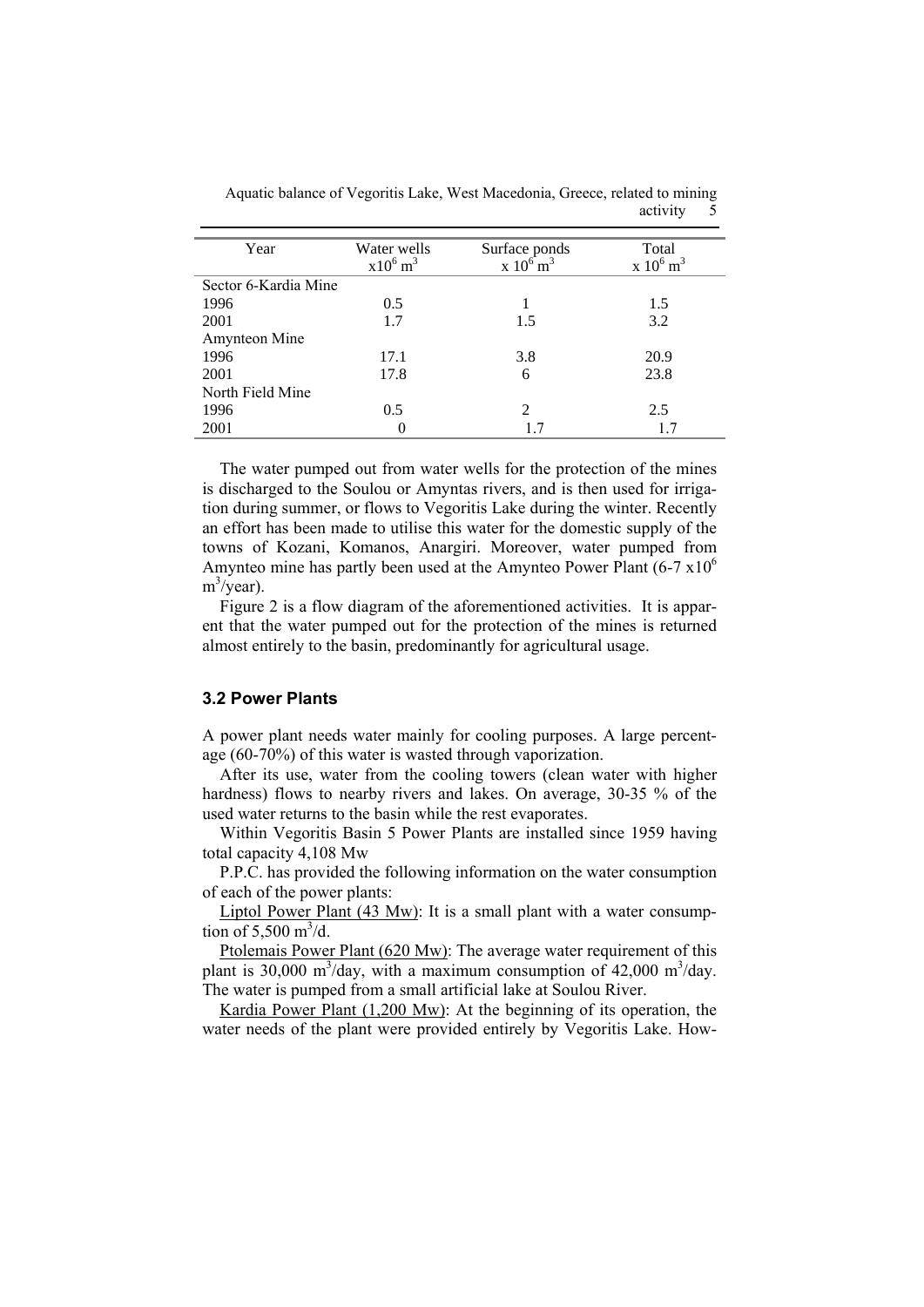| Year | Water wells $x10^6$ $m^3$ | Surface ponds $x\ 10^6$ $m^3$ | Total $x\ 10^6$ $m^3$ |
|---|---|---|---|
| Sector 6-Kardia Mine | | | |
| 1996 | 0.5 | 1 | 1.5 |
| 2001 | 1.7 | 1.5 | 3.2 |
| Amynteon Mine | | | |
| 1996 | 17.1 | 3.8 | 20.9 |
| 2001 | 17.8 | 6 | 23.8 |
| North Field Mine | | | |
| 1996 | 0.5 | 2 | 2.5 |
| 2001 | 0 | 1.7 | 1.7 |

The water pumped out from water wells for the protection of the mines is discharged to the Soulou or Amyntas rivers, and is then used for irrigation during summer, or flows to Vegoritis Lake during the winter. Recently an effort has been made to utilise this water for the domestic supply of the towns of Kozani, Komanos, Anargiri. Moreover, water pumped from Amynteo mine has partly been used at the Amynteo Power Plant (6-7 $x10^6$ $m^3$/year).

Figure 2 is a flow diagram of the aforementioned activities. It is apparent that the water pumped out for the protection of the mines is returned almost entirely to the basin, predominantly for agricultural usage.

### 3.2 Power Plants

A power plant needs water mainly for cooling purposes. A large percentage (60-70%) of this water is wasted through vaporization.

After its use, water from the cooling towers (clean water with higher hardness) flows to nearby rivers and lakes. On average, 30-35 % of the used water returns to the basin while the rest evaporates.

Within Vegoritis Basin 5 Power Plants are installed since 1959 having total capacity 4,108 Mw

P.P.C. has provided the following information on the water consumption of each of the power plants:

Liptol Power Plant (43 Mw): It is a small plant with a water consumption of 5,500 $m^3$/d.

Ptolemais Power Plant (620 Mw): The average water requirement of this plant is 30,000 $m^3$/day, with a maximum consumption of 42,000 $m^3$/day. The water is pumped from a small artificial lake at Soulou River.

Kardia Power Plant (1,200 Mw): At the beginning of its operation, the water needs of the plant were provided entirely by Vegoritis Lake. How-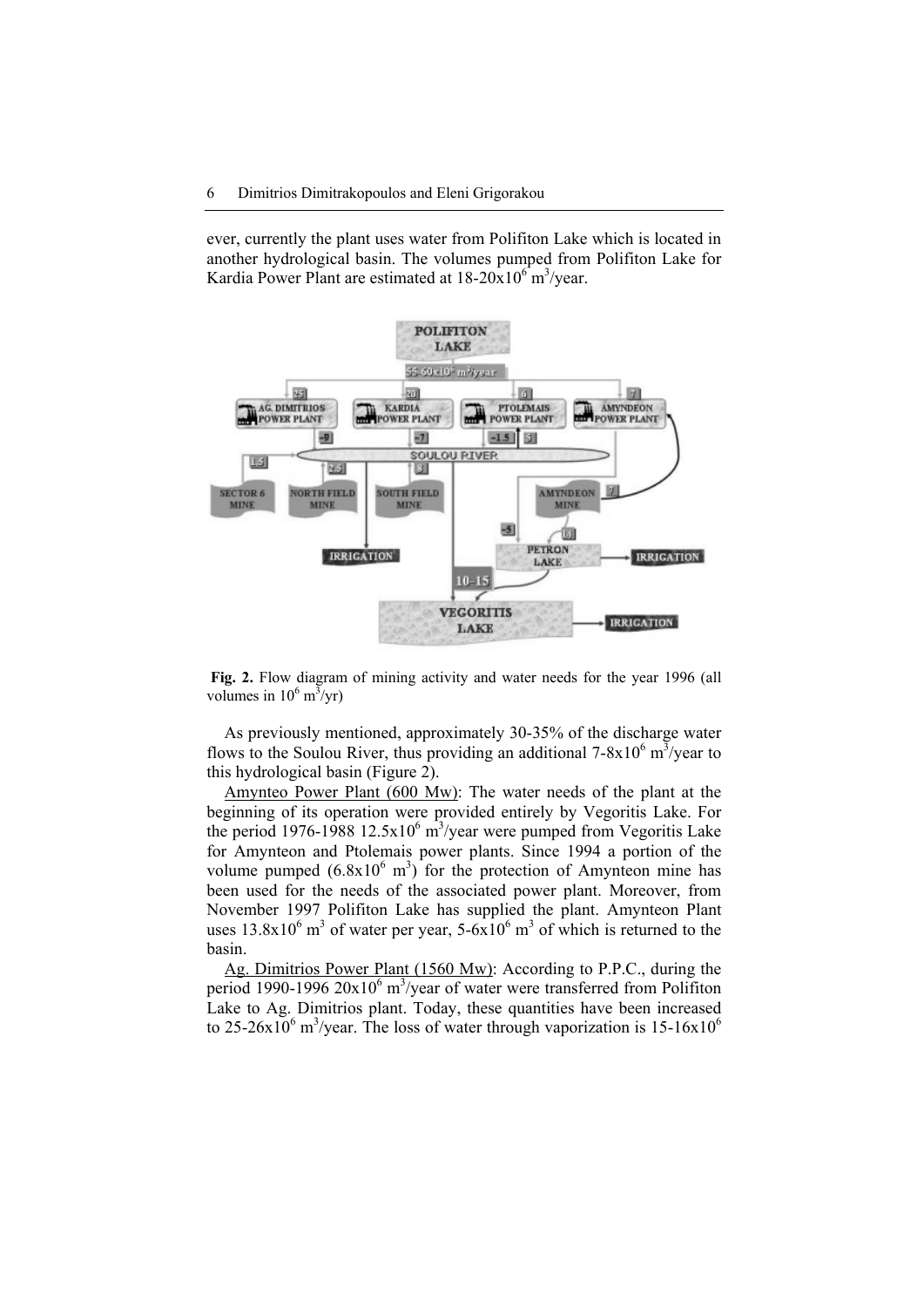ever, currently the plant uses water from Polifiton Lake which is located in another hydrological basin. The volumes pumped from Polifiton Lake for Kardia Power Plant are estimated at 18-20x$10^6$ $m^3$/year.

**Fig. 2.** Flow diagram of mining activity and water needs for the year 1996 (all volumes in $10^6$ $m^3$/yr)

As previously mentioned, approximately 30-35% of the discharge water flows to the Soulou River, thus providing an additional 7-8x$10^6$ $m^3$/year to this hydrological basin (Figure 2).

Amynteo Power Plant (600 Mw): The water needs of the plant at the beginning of its operation were provided entirely by Vegoritis Lake. For the period 1976-1988 12.5x$10^6$ $m^3$/year were pumped from Vegoritis Lake for Amynteon and Ptolemais power plants. Since 1994 a portion of the volume pumped (6.8x$10^6$ $m^3$) for the protection of Amynteon mine has been used for the needs of the associated power plant. Moreover, from November 1997 Polifiton Lake has supplied the plant. Amynteon Plant uses 13.8x$10^6$ $m^3$ of water per year, 5-6x$10^6$ $m^3$ of which is returned to the basin.

Ag. Dimitrios Power Plant (1560 Mw): According to P.P.C., during the period 1990-1996 20x$10^6$ $m^3$/year of water were transferred from Polifiton Lake to Ag. Dimitrios plant. Today, these quantities have been increased to 25-26x$10^6$ $m^3$/year. The loss of water through vaporization is 15-16x$10^6$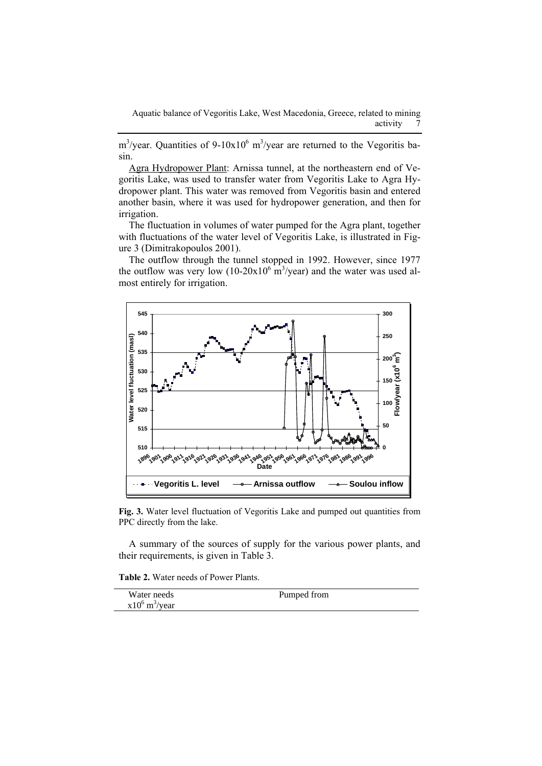$m^3$/year. Quantities of 9-10x$10^6$ $m^3$/year are returned to the Vegoritis basin.

Agra Hydropower Plant: Arnissa tunnel, at the northeastern end of Vegoritis Lake, was used to transfer water from Vegoritis Lake to Agra Hydropower plant. This water was removed from Vegoritis basin and entered another basin, where it was used for hydropower generation, and then for irrigation.

The fluctuation in volumes of water pumped for the Agra plant, together with fluctuations of the water level of Vegoritis Lake, is illustrated in Figure 3 (Dimitrakopoulos 2001).

The outflow through the tunnel stopped in 1992. However, since 1977 the outflow was very low (10-20x$10^6$ $m^3$/year) and the water was used almost entirely for irrigation.

**Fig. 3.** Water level fluctuation of Vegoritis Lake and pumped out quantities from PPC directly from the lake.

A summary of the sources of supply for the various power plants, and their requirements, is given in Table 3.

**Table 2.** Water needs of Power Plants.

| Water needs x$10^6$ $m^3$/year | Pumped from |
|---|---|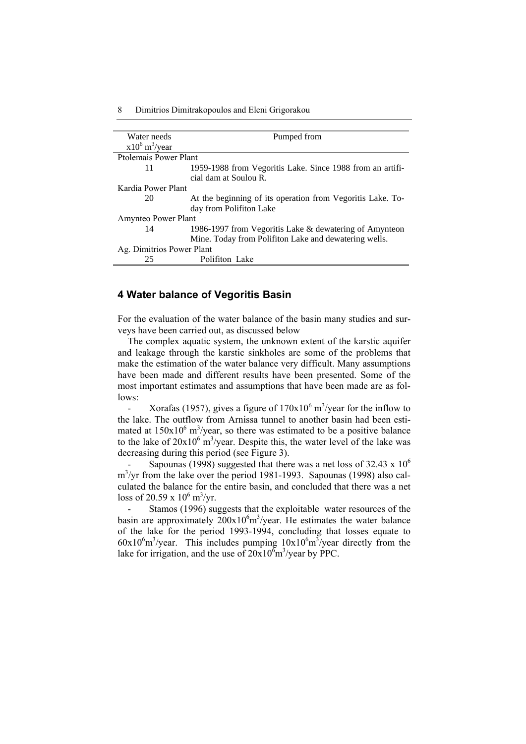| Water needs $x10^6$ $m^3$/year | Pumped from |
|---|---|
| Ptolemais Power Plant | |
| 11 | 1959-1988 from Vegoritis Lake. Since 1988 from an artificial dam at Soulou R. |
| Kardia Power Plant | |
| 20 | At the beginning of its operation from Vegoritis Lake. Today from Polifiton Lake |
| Amynteo Power Plant | |
| 14 | 1986-1997 from Vegoritis Lake & dewatering of Amynteon Mine. Today from Polifiton Lake and dewatering wells. |
| Ag. Dimitrios Power Plant | |
| 25 | Polifiton Lake |

## 4 Water balance of Vegoritis Basin

For the evaluation of the water balance of the basin many studies and surveys have been carried out, as discussed below

The complex aquatic system, the unknown extent of the karstic aquifer and leakage through the karstic sinkholes are some of the problems that make the estimation of the water balance very difficult. Many assumptions have been made and different results have been presented. Some of the most important estimates and assumptions that have been made are as follows:

- Xorafas (1957), gives a figure of $170x10^6$ $m^3$/year for the inflow to the lake. The outflow from Arnissa tunnel to another basin had been estimated at $150x10^6$ $m^3$/year, so there was estimated to be a positive balance to the lake of $20x10^6$ $m^3$/year. Despite this, the water level of the lake was decreasing during this period (see Figure 3).
- Sapounas (1998) suggested that there was a net loss of 32.43 x $10^6$ $m^3$/yr from the lake over the period 1981-1993. Sapounas (1998) also calculated the balance for the entire basin, and concluded that there was a net loss of 20.59 x $10^6$ $m^3$/yr.
- Stamos (1996) suggests that the exploitable water resources of the basin are approximately $200x10^6m^3$/year. He estimates the water balance of the lake for the period 1993-1994, concluding that losses equate to $60x10^6m^3$/year. This includes pumping $10x10^6m^3$/year directly from the lake for irrigation, and the use of $20x10^6m^3$/year by PPC.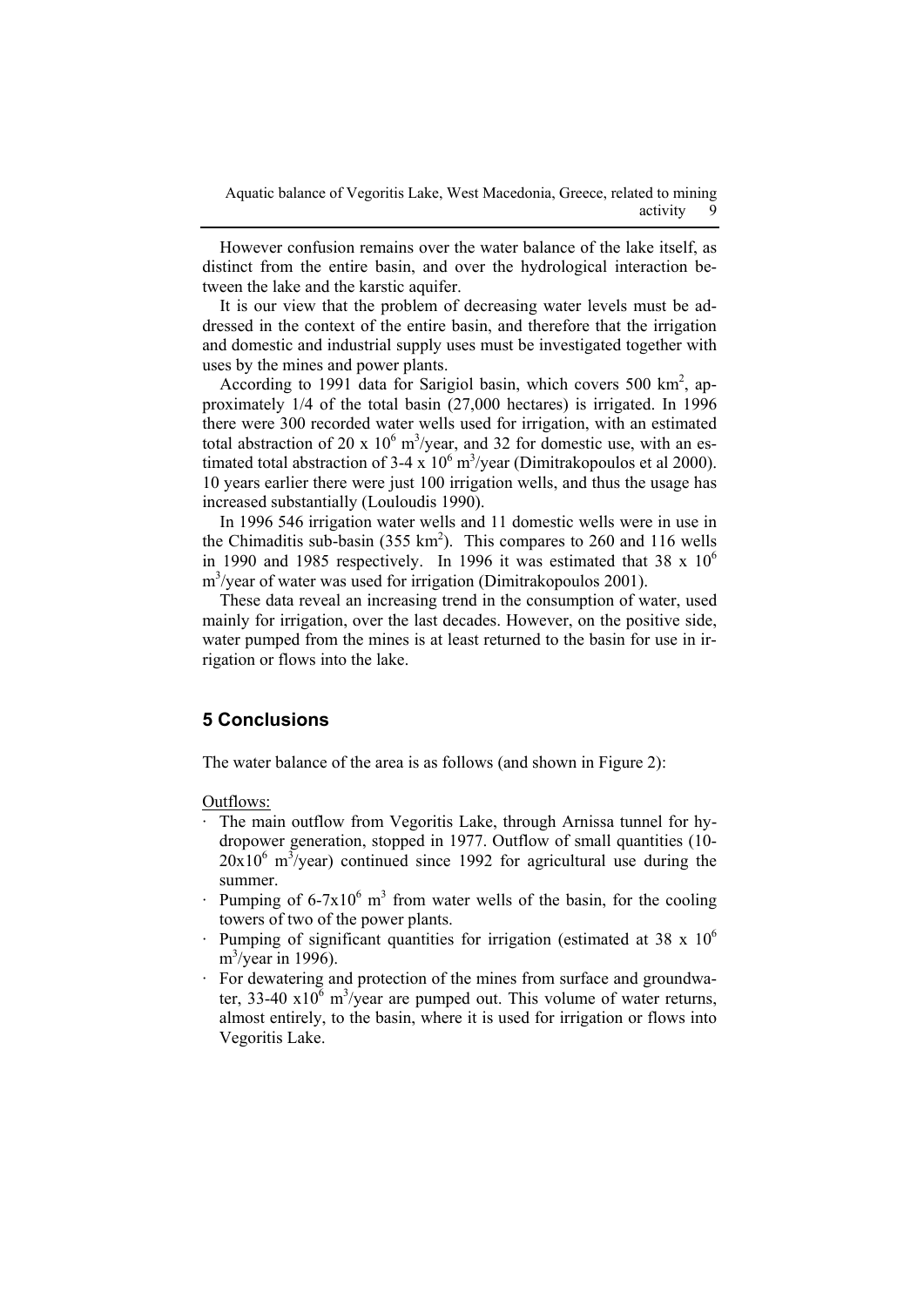However confusion remains over the water balance of the lake itself, as distinct from the entire basin, and over the hydrological interaction between the lake and the karstic aquifer.

It is our view that the problem of decreasing water levels must be addressed in the context of the entire basin, and therefore that the irrigation and domestic and industrial supply uses must be investigated together with uses by the mines and power plants.

According to 1991 data for Sarigiol basin, which covers 500 $km^2$, approximately 1/4 of the total basin (27,000 hectares) is irrigated. In 1996 there were 300 recorded water wells used for irrigation, with an estimated total abstraction of 20 x $10^6$ $m^3$/year, and 32 for domestic use, with an estimated total abstraction of 3-4 x $10^6$ $m^3$/year (Dimitrakopoulos et al 2000). 10 years earlier there were just 100 irrigation wells, and thus the usage has increased substantially (Louloudis 1990).

In 1996 546 irrigation water wells and 11 domestic wells were in use in the Chimaditis sub-basin (355 $km^2$). This compares to 260 and 116 wells in 1990 and 1985 respectively. In 1996 it was estimated that 38 x $10^6$ $m^3$/year of water was used for irrigation (Dimitrakopoulos 2001).

These data reveal an increasing trend in the consumption of water, used mainly for irrigation, over the last decades. However, on the positive side, water pumped from the mines is at least returned to the basin for use in irrigation or flows into the lake.

## 5 Conclusions

The water balance of the area is as follows (and shown in Figure 2):

Outflows:

- The main outflow from Vegoritis Lake, through Arnissa tunnel for hydropower generation, stopped in 1977. Outflow of small quantities (10-20x$10^6$ $m^3$/year) continued since 1992 for agricultural use during the summer.
- Pumping of 6-7x$10^6$ $m^3$ from water wells of the basin, for the cooling towers of two of the power plants.
- Pumping of significant quantities for irrigation (estimated at 38 x $10^6$ $m^3$/year in 1996).
- For dewatering and protection of the mines from surface and groundwater, 33-40 x$10^6$ $m^3$/year are pumped out. This volume of water returns, almost entirely, to the basin, where it is used for irrigation or flows into Vegoritis Lake.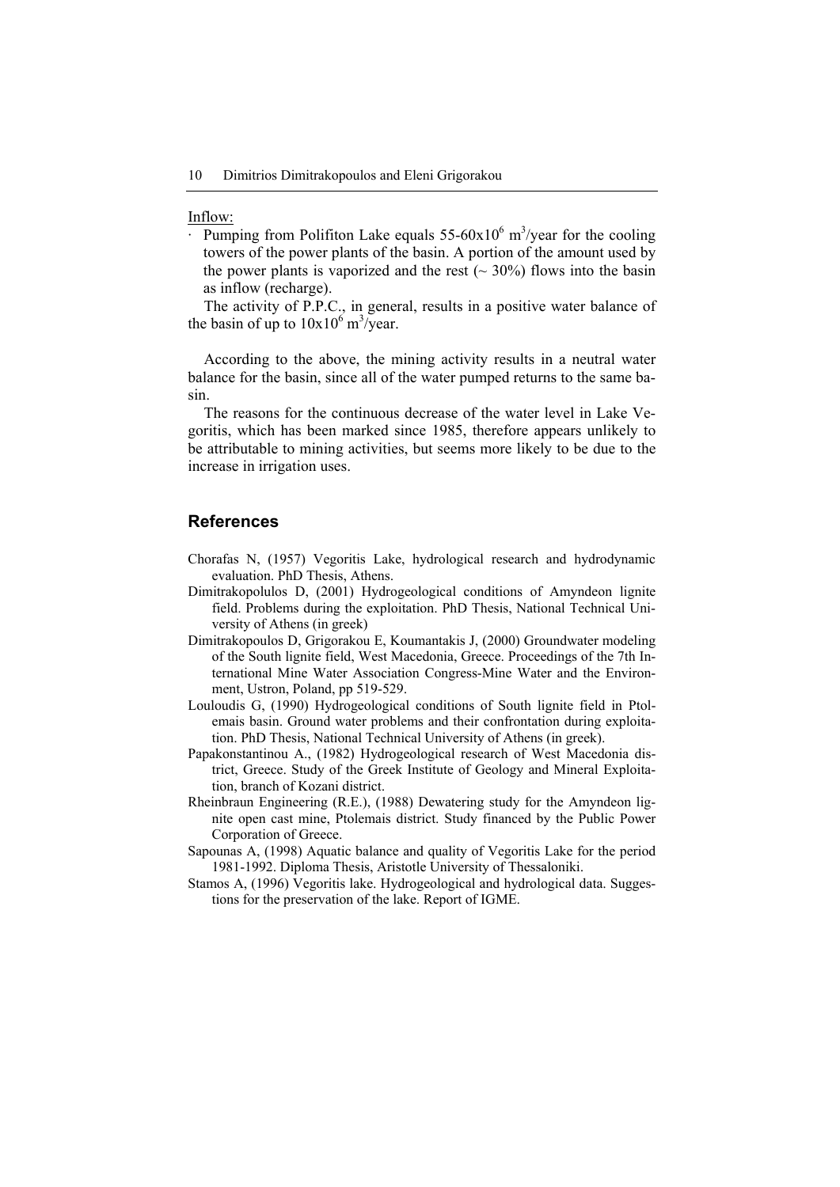Inflow:

- Pumping from Polifiton Lake equals $55\text{-}60 \times 10^6$ m$^3$/year for the cooling towers of the power plants of the basin. A portion of the amount used by the power plants is vaporized and the rest ($\sim$ 30%) flows into the basin as inflow (recharge).

The activity of P.P.C., in general, results in a positive water balance of the basin of up to $10 \times 10^6$ m$^3$/year.

According to the above, the mining activity results in a neutral water balance for the basin, since all of the water pumped returns to the same basin.

The reasons for the continuous decrease of the water level in Lake Vegoritis, which has been marked since 1985, therefore appears unlikely to be attributable to mining activities, but seems more likely to be due to the increase in irrigation uses.

## References

Chorafas N, (1957) Vegoritis Lake, hydrological research and hydrodynamic evaluation. PhD Thesis, Athens.

Dimitrakopolulos D, (2001) Hydrogeological conditions of Amyndeon lignite field. Problems during the exploitation. PhD Thesis, National Technical University of Athens (in greek)

Dimitrakopoulos D, Grigorakou E, Koumantakis J, (2000) Groundwater modeling of the South lignite field, West Macedonia, Greece. Proceedings of the 7th International Mine Water Association Congress-Mine Water and the Environment, Ustron, Poland, pp 519-529.

Louloudis G, (1990) Hydrogeological conditions of South lignite field in Ptolemais basin. Ground water problems and their confrontation during exploitation. PhD Thesis, National Technical University of Athens (in greek).

Papakonstantinou A., (1982) Hydrogeological research of West Macedonia district, Greece. Study of the Greek Institute of Geology and Mineral Exploitation, branch of Kozani district.

Rheinbraun Engineering (R.E.), (1988) Dewatering study for the Amyndeon lignite open cast mine, Ptolemais district. Study financed by the Public Power Corporation of Greece.

Sapounas A, (1998) Aquatic balance and quality of Vegoritis Lake for the period 1981-1992. Diploma Thesis, Aristotle University of Thessaloniki.

Stamos A, (1996) Vegoritis lake. Hydrogeological and hydrological data. Suggestions for the preservation of the lake. Report of IGME.